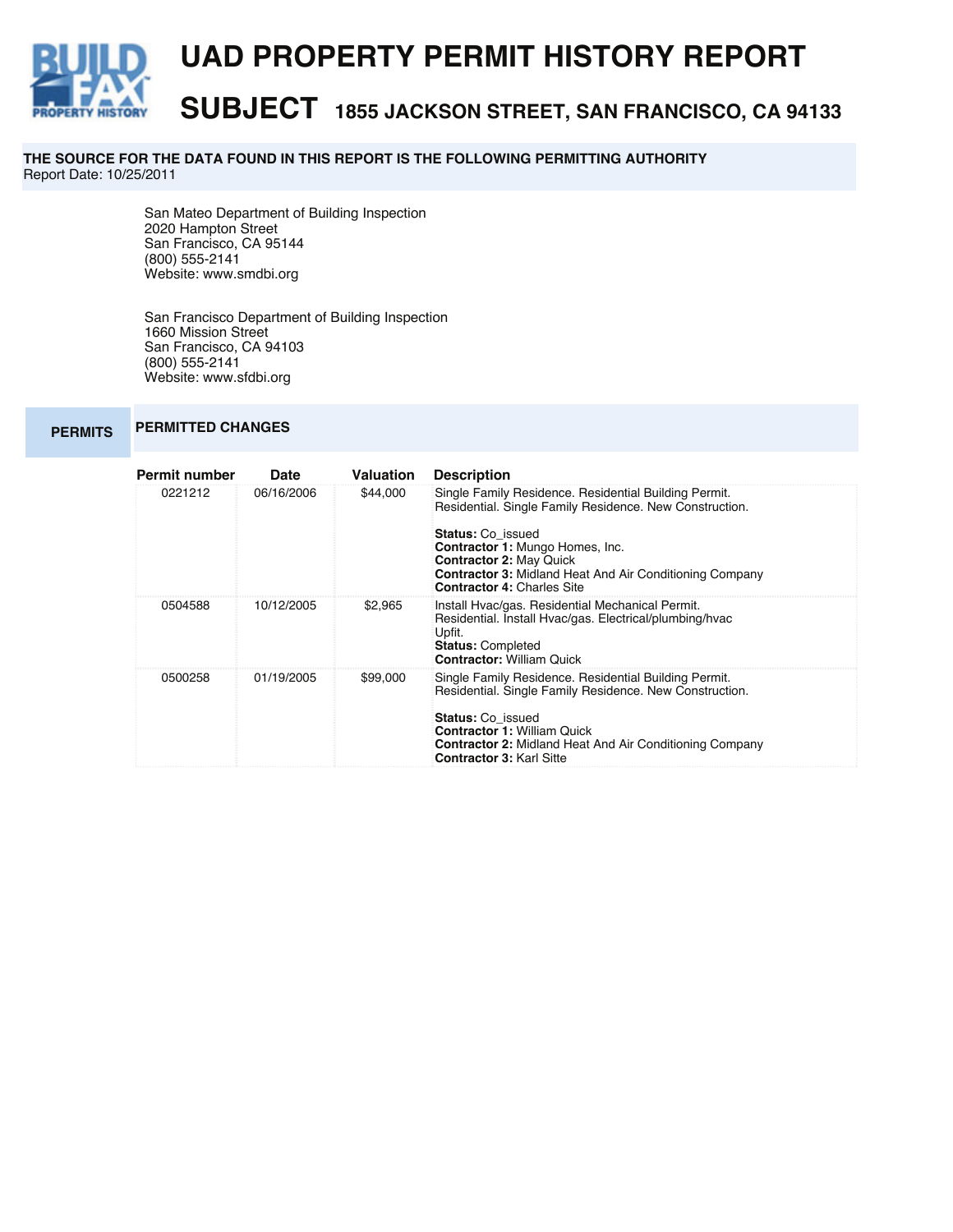# UAD PROPERTY PERMIT HISTORY REPORT

## SUBJECT 1855 JACKSON STREET, SAN FRANCISCO, CA 94133

**THE SOURCE FOR THE DATA FOUND IN THIS REPORT IS THE FOLLOWING PERMITTING AUTHORITY**
Report Date: 10/25/2011

San Mateo Department of Building Inspection
2020 Hampton Street
San Francisco, CA 95144
(800) 555-2141
Website: www.smdbi.org

San Francisco Department of Building Inspection
1660 Mission Street
San Francisco, CA 94103
(800) 555-2141
Website: www.sfdbi.org

## PERMITS

### PERMITTED CHANGES

| Permit number | Date | Valuation | Description |
|---|---|---|---|
| 0221212 | 06/16/2006 | $44,000 | Single Family Residence. Residential Building Permit. Residential. Single Family Residence. New Construction.<br><br>**Status:** Co_issued<br>**Contractor 1:** Mungo Homes, Inc.<br>**Contractor 2:** May Quick<br>**Contractor 3:** Midland Heat And Air Conditioning Company<br>**Contractor 4:** Charles Site |
| 0504588 | 10/12/2005 | $2,965 | Install Hvac/gas. Residential Mechanical Permit. Residential. Install Hvac/gas. Electrical/plumbing/hvac Upfit.<br>**Status:** Completed<br>**Contractor:** William Quick |
| 0500258 | 01/19/2005 | $99,000 | Single Family Residence. Residential Building Permit. Residential. Single Family Residence. New Construction.<br><br>**Status:** Co_issued<br>**Contractor 1:** William Quick<br>**Contractor 2:** Midland Heat And Air Conditioning Company<br>**Contractor 3:** Karl Sitte |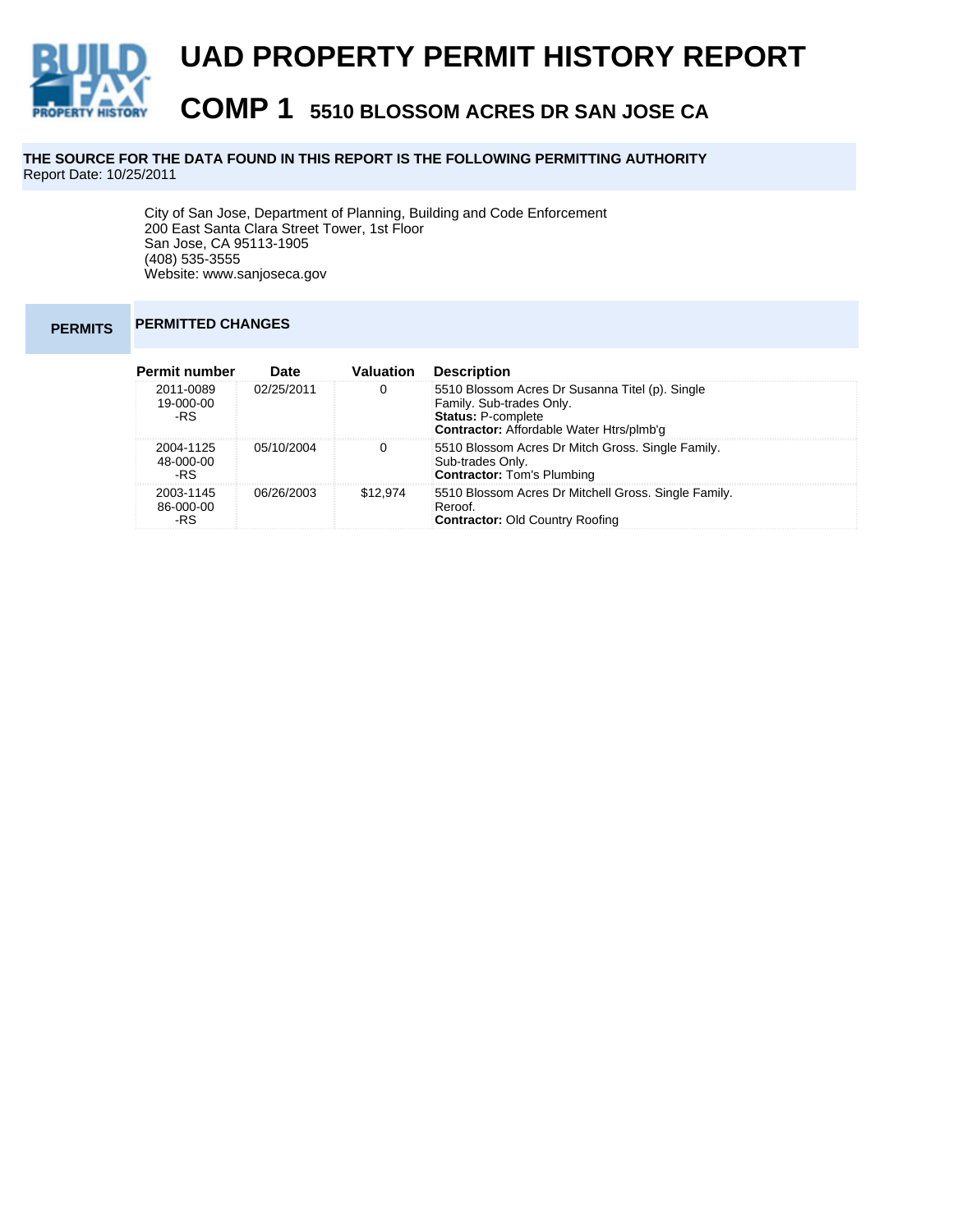# UAD PROPERTY PERMIT HISTORY REPORT

## COMP 1 5510 BLOSSOM ACRES DR SAN JOSE CA

**THE SOURCE FOR THE DATA FOUND IN THIS REPORT IS THE FOLLOWING PERMITTING AUTHORITY**
Report Date: 10/25/2011

City of San Jose, Department of Planning, Building and Code Enforcement
200 East Santa Clara Street Tower, 1st Floor
San Jose, CA 95113-1905
(408) 535-3555
Website: www.sanjoseca.gov

**PERMITS**

**PERMITTED CHANGES**

| Permit number | Date | Valuation | Description |
|---|---|---|---|
| 2011-0089 19-000-00 -RS | 02/25/2011 | 0 | 5510 Blossom Acres Dr Susanna Titel (p). Single Family. Sub-trades Only. **Status:** P-complete **Contractor:** Affordable Water Htrs/plmb'g |
| 2004-1125 48-000-00 -RS | 05/10/2004 | 0 | 5510 Blossom Acres Dr Mitch Gross. Single Family. Sub-trades Only. **Contractor:** Tom's Plumbing |
| 2003-1145 86-000-00 -RS | 06/26/2003 | $12,974 | 5510 Blossom Acres Dr Mitchell Gross. Single Family. Reroof. **Contractor:** Old Country Roofing |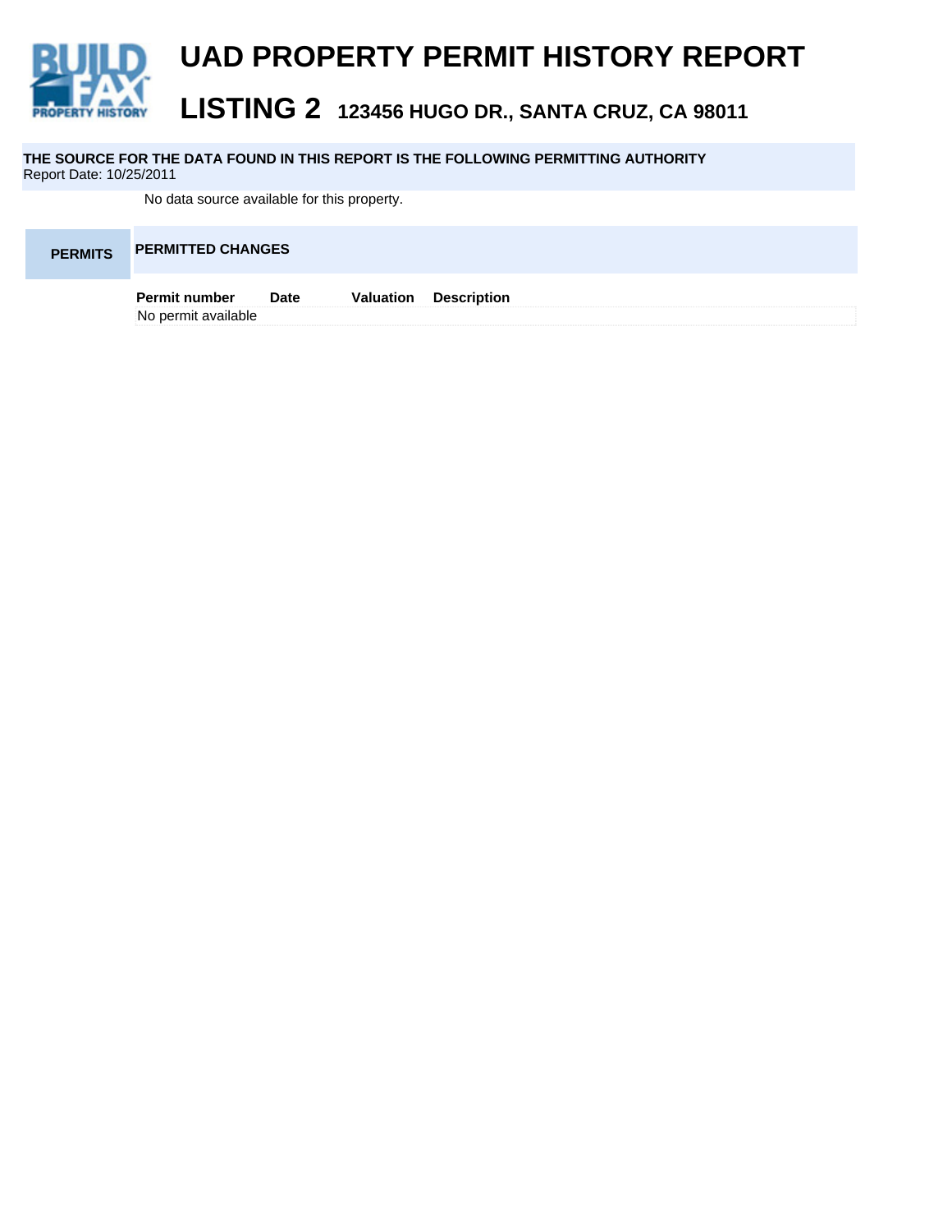# UAD PROPERTY PERMIT HISTORY REPORT

## LISTING 2 123456 HUGO DR., SANTA CRUZ, CA 98011

**THE SOURCE FOR THE DATA FOUND IN THIS REPORT IS THE FOLLOWING PERMITTING AUTHORITY**
Report Date: 10/25/2011

No data source available for this property.

**PERMITS**

**PERMITTED CHANGES**

| Permit number | Date | Valuation | Description |
|---|---|---|---|
| No permit available | | | |